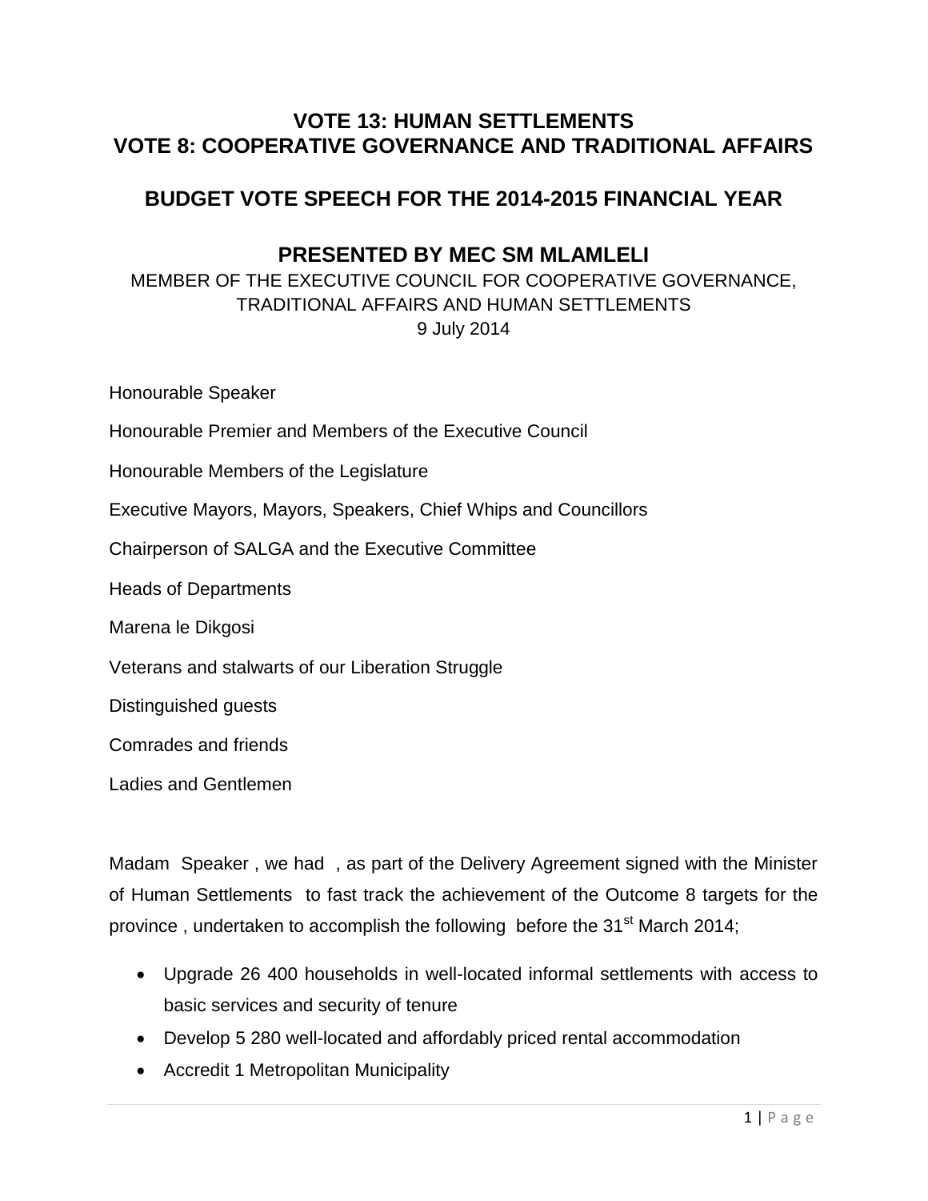# VOTE 13: HUMAN SETTLEMENTS
# VOTE 8: COOPERATIVE GOVERNANCE AND TRADITIONAL AFFAIRS

## BUDGET VOTE SPEECH FOR THE 2014-2015 FINANCIAL YEAR

## PRESENTED BY MEC SM MLAMLELI

MEMBER OF THE EXECUTIVE COUNCIL FOR COOPERATIVE GOVERNANCE, TRADITIONAL AFFAIRS AND HUMAN SETTLEMENTS
9 July 2014

Honourable Speaker

Honourable Premier and Members of the Executive Council

Honourable Members of the Legislature

Executive Mayors, Mayors, Speakers, Chief Whips and Councillors

Chairperson of SALGA and the Executive Committee

Heads of Departments

Marena le Dikgosi

Veterans and stalwarts of our Liberation Struggle

Distinguished guests

Comrades and friends

Ladies and Gentlemen

Madam Speaker , we had , as part of the Delivery Agreement signed with the Minister of Human Settlements to fast track the achievement of the Outcome 8 targets for the province , undertaken to accomplish the following before the 31st March 2014;

- Upgrade 26 400 households in well-located informal settlements with access to basic services and security of tenure
- Develop 5 280 well-located and affordably priced rental accommodation
- Accredit 1 Metropolitan Municipality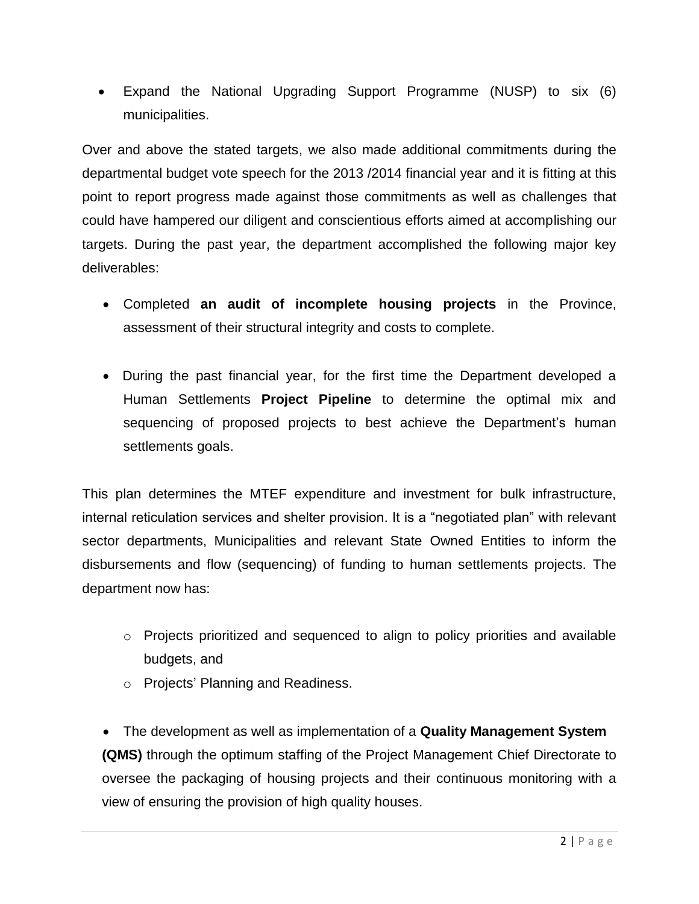- Expand the National Upgrading Support Programme (NUSP) to six (6) municipalities.

Over and above the stated targets, we also made additional commitments during the departmental budget vote speech for the 2013 /2014 financial year and it is fitting at this point to report progress made against those commitments as well as challenges that could have hampered our diligent and conscientious efforts aimed at accomplishing our targets. During the past year, the department accomplished the following major key deliverables:

- Completed **an audit of incomplete housing projects** in the Province, assessment of their structural integrity and costs to complete.

- During the past financial year, for the first time the Department developed a Human Settlements **Project Pipeline** to determine the optimal mix and sequencing of proposed projects to best achieve the Department's human settlements goals.

This plan determines the MTEF expenditure and investment for bulk infrastructure, internal reticulation services and shelter provision. It is a "negotiated plan" with relevant sector departments, Municipalities and relevant State Owned Entities to inform the disbursements and flow (sequencing) of funding to human settlements projects. The department now has:

  - Projects prioritized and sequenced to align to policy priorities and available budgets, and
  - Projects' Planning and Readiness.

- The development as well as implementation of a **Quality Management System (QMS)** through the optimum staffing of the Project Management Chief Directorate to oversee the packaging of housing projects and their continuous monitoring with a view of ensuring the provision of high quality houses.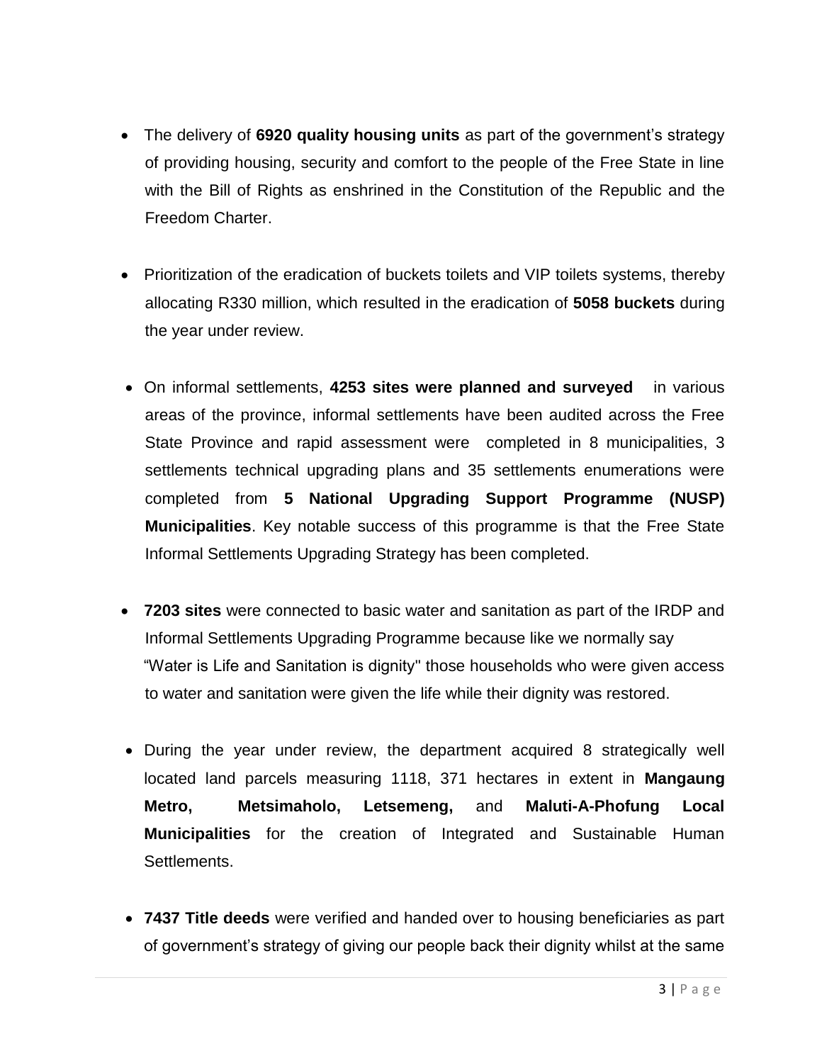- The delivery of **6920 quality housing units** as part of the government's strategy of providing housing, security and comfort to the people of the Free State in line with the Bill of Rights as enshrined in the Constitution of the Republic and the Freedom Charter.

- Prioritization of the eradication of buckets toilets and VIP toilets systems, thereby allocating R330 million, which resulted in the eradication of **5058 buckets** during the year under review.

- On informal settlements, **4253 sites were planned and surveyed** in various areas of the province, informal settlements have been audited across the Free State Province and rapid assessment were completed in 8 municipalities, 3 settlements technical upgrading plans and 35 settlements enumerations were completed from **5 National Upgrading Support Programme (NUSP) Municipalities**. Key notable success of this programme is that the Free State Informal Settlements Upgrading Strategy has been completed.

- **7203 sites** were connected to basic water and sanitation as part of the IRDP and Informal Settlements Upgrading Programme because like we normally say "Water is Life and Sanitation is dignity" those households who were given access to water and sanitation were given the life while their dignity was restored.

- During the year under review, the department acquired 8 strategically well located land parcels measuring 1118, 371 hectares in extent in **Mangaung Metro, Metsimaholo, Letsemeng,** and **Maluti-A-Phofung Local Municipalities** for the creation of Integrated and Sustainable Human Settlements.

- **7437 Title deeds** were verified and handed over to housing beneficiaries as part of government's strategy of giving our people back their dignity whilst at the same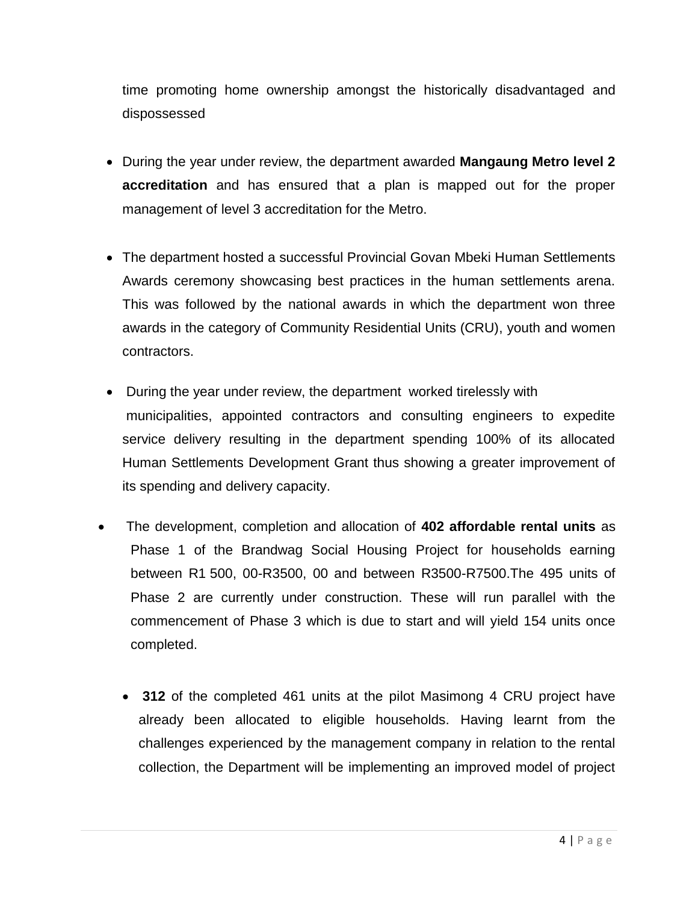time promoting home ownership amongst the historically disadvantaged and dispossessed

- During the year under review, the department awarded **Mangaung Metro level 2 accreditation** and has ensured that a plan is mapped out for the proper management of level 3 accreditation for the Metro.

- The department hosted a successful Provincial Govan Mbeki Human Settlements Awards ceremony showcasing best practices in the human settlements arena. This was followed by the national awards in which the department won three awards in the category of Community Residential Units (CRU), youth and women contractors.

- During the year under review, the department worked tirelessly with municipalities, appointed contractors and consulting engineers to expedite service delivery resulting in the department spending 100% of its allocated Human Settlements Development Grant thus showing a greater improvement of its spending and delivery capacity.

- The development, completion and allocation of **402 affordable rental units** as Phase 1 of the Brandwag Social Housing Project for households earning between R1 500, 00-R3500, 00 and between R3500-R7500.The 495 units of Phase 2 are currently under construction. These will run parallel with the commencement of Phase 3 which is due to start and will yield 154 units once completed.

- **312** of the completed 461 units at the pilot Masimong 4 CRU project have already been allocated to eligible households. Having learnt from the challenges experienced by the management company in relation to the rental collection, the Department will be implementing an improved model of project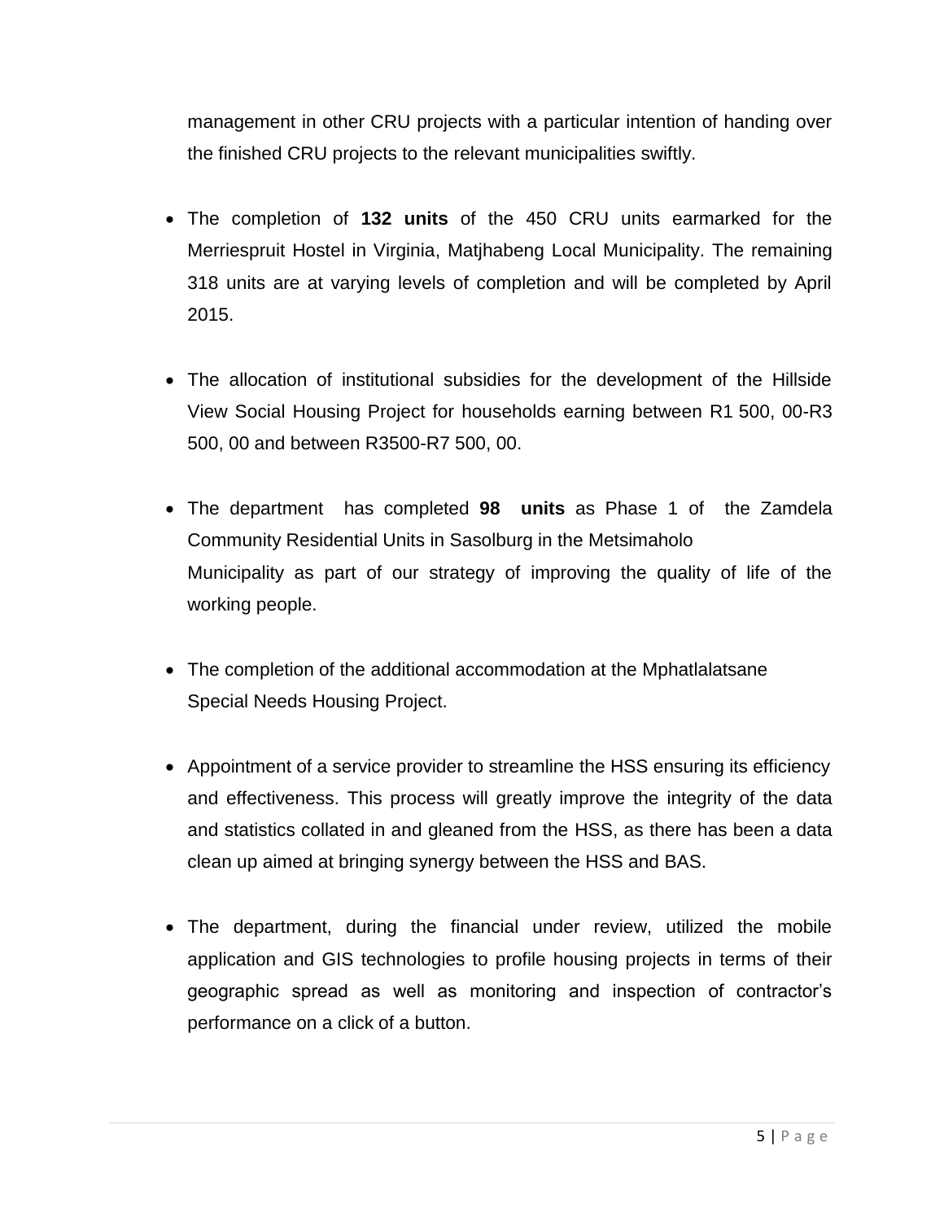management in other CRU projects with a particular intention of handing over the finished CRU projects to the relevant municipalities swiftly.

- The completion of **132 units** of the 450 CRU units earmarked for the Merriespruit Hostel in Virginia, Matjhabeng Local Municipality. The remaining 318 units are at varying levels of completion and will be completed by April 2015.

- The allocation of institutional subsidies for the development of the Hillside View Social Housing Project for households earning between R1 500, 00-R3 500, 00 and between R3500-R7 500, 00.

- The department has completed **98 units** as Phase 1 of the Zamdela Community Residential Units in Sasolburg in the Metsimaholo Municipality as part of our strategy of improving the quality of life of the working people.

- The completion of the additional accommodation at the Mphatlalatsane Special Needs Housing Project.

- Appointment of a service provider to streamline the HSS ensuring its efficiency and effectiveness. This process will greatly improve the integrity of the data and statistics collated in and gleaned from the HSS, as there has been a data clean up aimed at bringing synergy between the HSS and BAS.

- The department, during the financial under review, utilized the mobile application and GIS technologies to profile housing projects in terms of their geographic spread as well as monitoring and inspection of contractor's performance on a click of a button.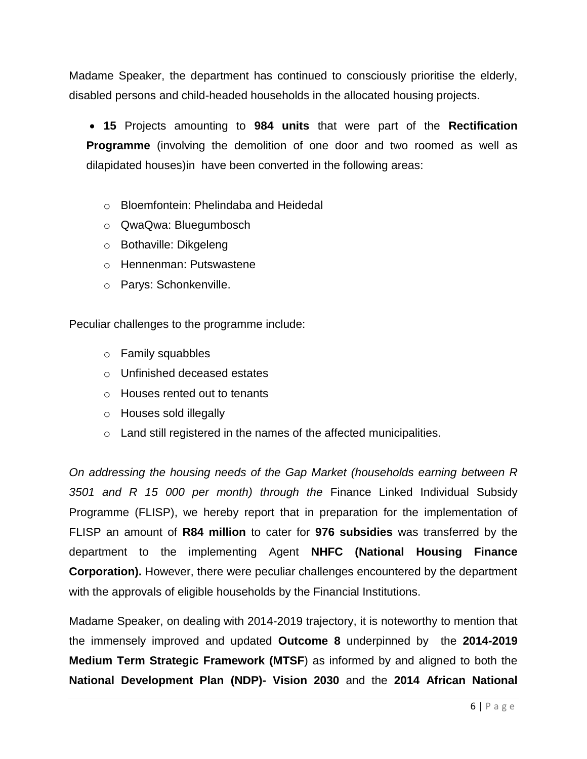Madame Speaker, the department has continued to consciously prioritise the elderly, disabled persons and child-headed households in the allocated housing projects.

- **15** Projects amounting to **984 units** that were part of the **Rectification Programme** (involving the demolition of one door and two roomed as well as dilapidated houses)in have been converted in the following areas:

  - Bloemfontein: Phelindaba and Heidedal
  - QwaQwa: Bluegumbosch
  - Bothaville: Dikgeleng
  - Hennenman: Putswastene
  - Parys: Schonkenville.

Peculiar challenges to the programme include:

- Family squabbles
- Unfinished deceased estates
- Houses rented out to tenants
- Houses sold illegally
- Land still registered in the names of the affected municipalities.

*On addressing the housing needs of the Gap Market (households earning between R 3501 and R 15 000 per month) through the* Finance Linked Individual Subsidy Programme (FLISP), we hereby report that in preparation for the implementation of FLISP an amount of **R84 million** to cater for **976 subsidies** was transferred by the department to the implementing Agent **NHFC (National Housing Finance Corporation).** However, there were peculiar challenges encountered by the department with the approvals of eligible households by the Financial Institutions.

Madame Speaker, on dealing with 2014-2019 trajectory, it is noteworthy to mention that the immensely improved and updated **Outcome 8** underpinned by the **2014-2019 Medium Term Strategic Framework (MTSF**) as informed by and aligned to both the **National Development Plan (NDP)- Vision 2030** and the **2014 African National**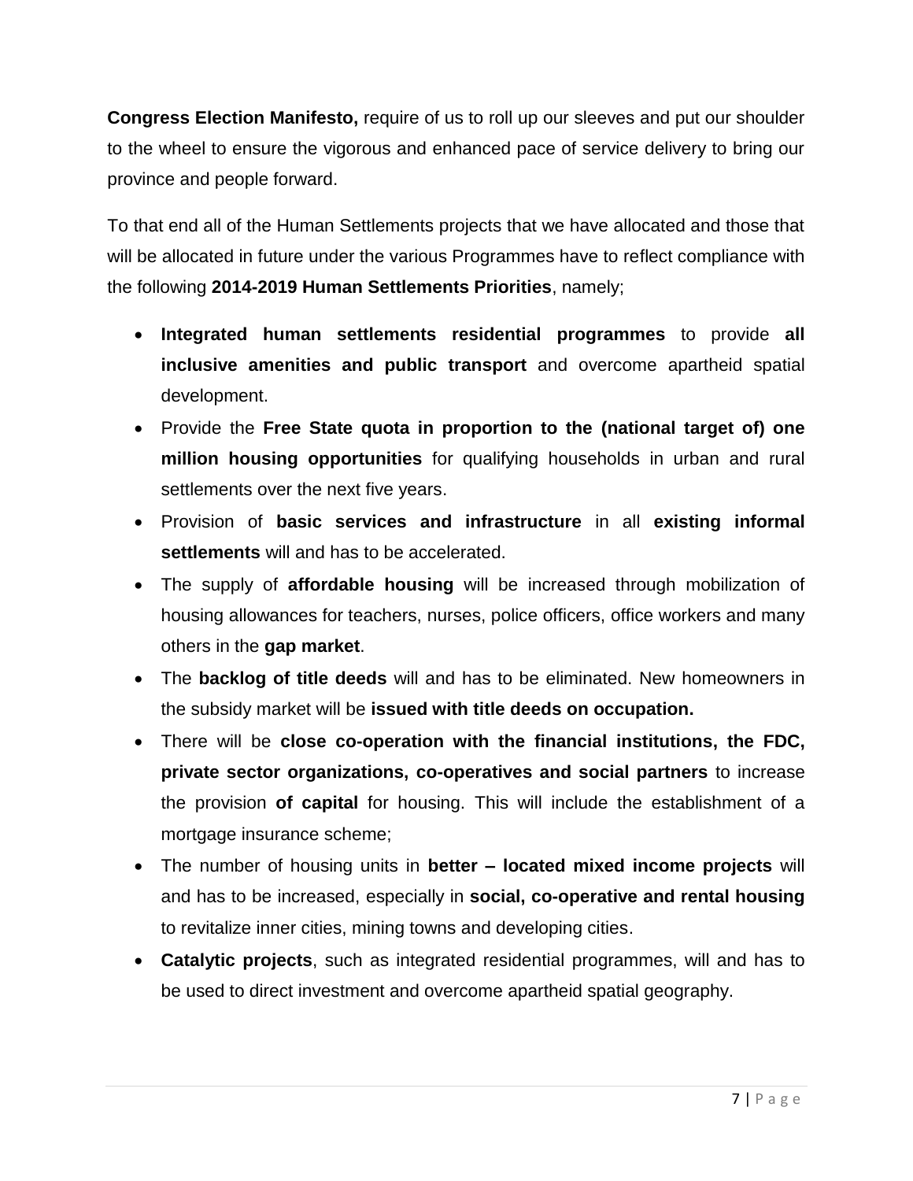**Congress Election Manifesto,** require of us to roll up our sleeves and put our shoulder to the wheel to ensure the vigorous and enhanced pace of service delivery to bring our province and people forward.

To that end all of the Human Settlements projects that we have allocated and those that will be allocated in future under the various Programmes have to reflect compliance with the following **2014-2019 Human Settlements Priorities**, namely;

- **Integrated human settlements residential programmes** to provide **all inclusive amenities and public transport** and overcome apartheid spatial development.
- Provide the **Free State quota in proportion to the (national target of) one million housing opportunities** for qualifying households in urban and rural settlements over the next five years.
- Provision of **basic services and infrastructure** in all **existing informal settlements** will and has to be accelerated.
- The supply of **affordable housing** will be increased through mobilization of housing allowances for teachers, nurses, police officers, office workers and many others in the **gap market**.
- The **backlog of title deeds** will and has to be eliminated. New homeowners in the subsidy market will be **issued with title deeds on occupation.**
- There will be **close co-operation with the financial institutions, the FDC, private sector organizations, co-operatives and social partners** to increase the provision **of capital** for housing. This will include the establishment of a mortgage insurance scheme;
- The number of housing units in **better – located mixed income projects** will and has to be increased, especially in **social, co-operative and rental housing** to revitalize inner cities, mining towns and developing cities.
- **Catalytic projects**, such as integrated residential programmes, will and has to be used to direct investment and overcome apartheid spatial geography.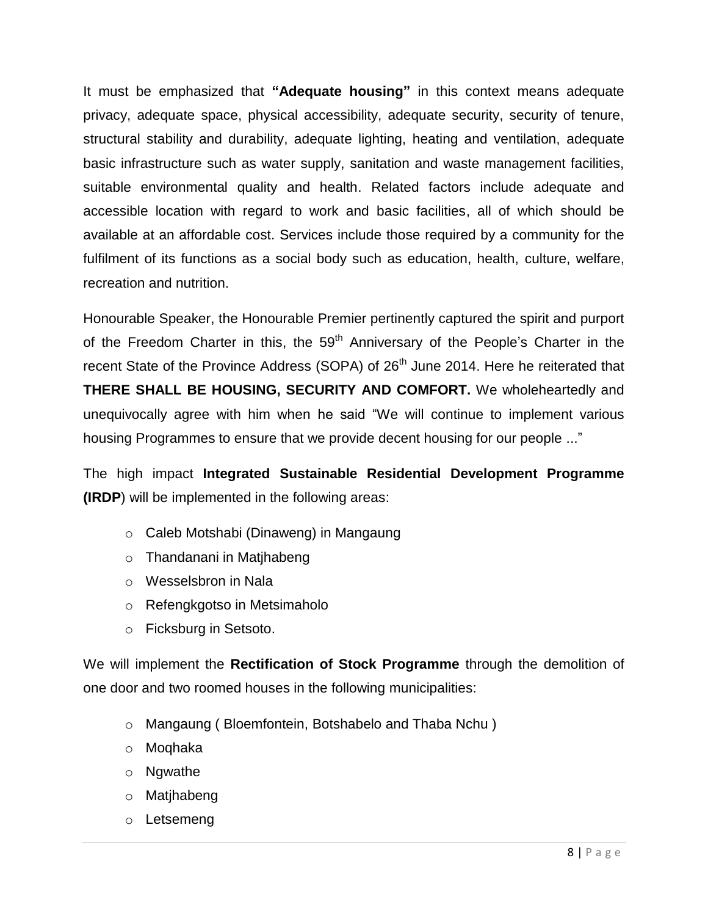It must be emphasized that **"Adequate housing"** in this context means adequate privacy, adequate space, physical accessibility, adequate security, security of tenure, structural stability and durability, adequate lighting, heating and ventilation, adequate basic infrastructure such as water supply, sanitation and waste management facilities, suitable environmental quality and health. Related factors include adequate and accessible location with regard to work and basic facilities, all of which should be available at an affordable cost. Services include those required by a community for the fulfilment of its functions as a social body such as education, health, culture, welfare, recreation and nutrition.

Honourable Speaker, the Honourable Premier pertinently captured the spirit and purport of the Freedom Charter in this, the 59th Anniversary of the People's Charter in the recent State of the Province Address (SOPA) of 26th June 2014. Here he reiterated that **THERE SHALL BE HOUSING, SECURITY AND COMFORT.** We wholeheartedly and unequivocally agree with him when he said "We will continue to implement various housing Programmes to ensure that we provide decent housing for our people ..."

The high impact **Integrated Sustainable Residential Development Programme (IRDP**) will be implemented in the following areas:

- Caleb Motshabi (Dinaweng) in Mangaung
- Thandanani in Matjhabeng
- Wesselsbron in Nala
- Refengkgotso in Metsimaholo
- Ficksburg in Setsoto.

We will implement the **Rectification of Stock Programme** through the demolition of one door and two roomed houses in the following municipalities:

- Mangaung ( Bloemfontein, Botshabelo and Thaba Nchu )
- Moqhaka
- Ngwathe
- Matjhabeng
- Letsemeng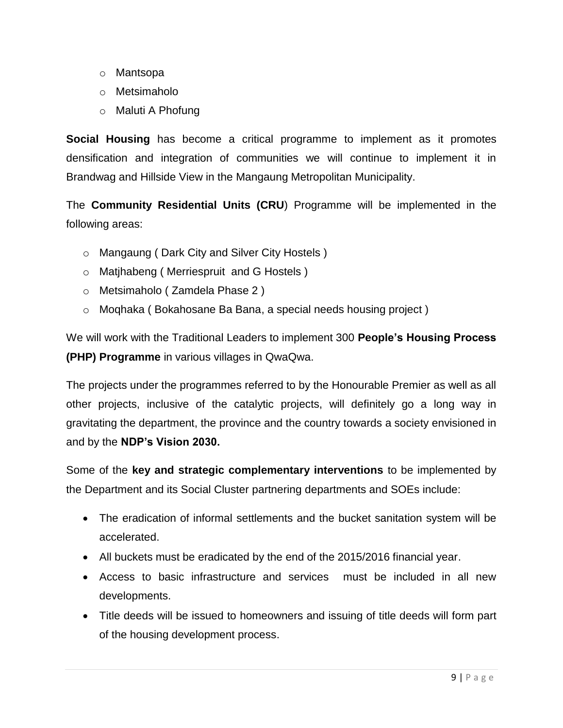- Mantsopa
- Metsimaholo
- Maluti A Phofung

**Social Housing** has become a critical programme to implement as it promotes densification and integration of communities we will continue to implement it in Brandwag and Hillside View in the Mangaung Metropolitan Municipality.

The **Community Residential Units (CRU**) Programme will be implemented in the following areas:

- Mangaung ( Dark City and Silver City Hostels )
- Matjhabeng ( Merriespruit and G Hostels )
- Metsimaholo ( Zamdela Phase 2 )
- Moqhaka ( Bokahosane Ba Bana, a special needs housing project )

We will work with the Traditional Leaders to implement 300 **People's Housing Process (PHP) Programme** in various villages in QwaQwa.

The projects under the programmes referred to by the Honourable Premier as well as all other projects, inclusive of the catalytic projects, will definitely go a long way in gravitating the department, the province and the country towards a society envisioned in and by the **NDP's Vision 2030.**

Some of the **key and strategic complementary interventions** to be implemented by the Department and its Social Cluster partnering departments and SOEs include:

- The eradication of informal settlements and the bucket sanitation system will be accelerated.
- All buckets must be eradicated by the end of the 2015/2016 financial year.
- Access to basic infrastructure and services must be included in all new developments.
- Title deeds will be issued to homeowners and issuing of title deeds will form part of the housing development process.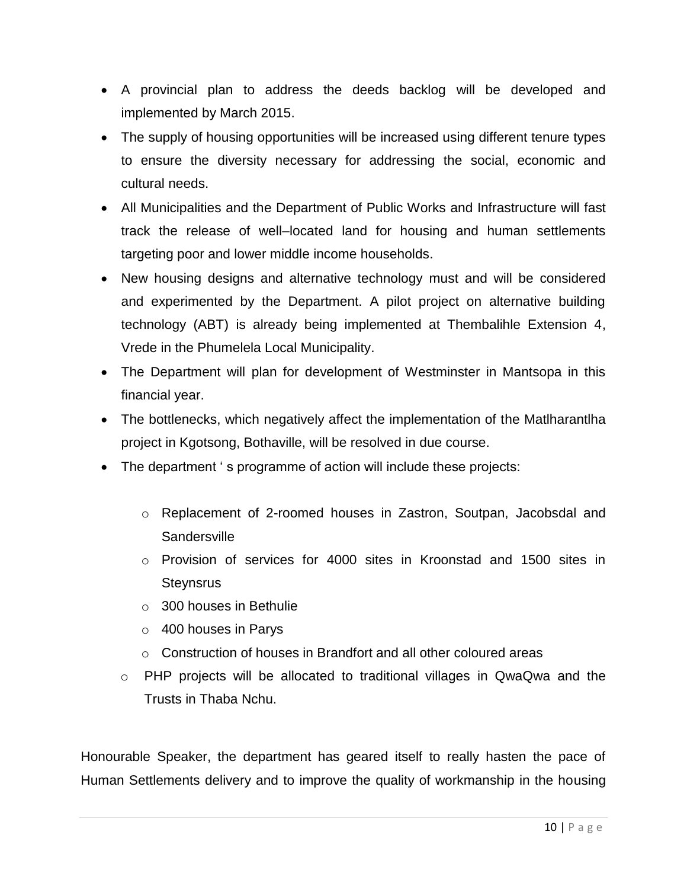- A provincial plan to address the deeds backlog will be developed and implemented by March 2015.
- The supply of housing opportunities will be increased using different tenure types to ensure the diversity necessary for addressing the social, economic and cultural needs.
- All Municipalities and the Department of Public Works and Infrastructure will fast track the release of well–located land for housing and human settlements targeting poor and lower middle income households.
- New housing designs and alternative technology must and will be considered and experimented by the Department. A pilot project on alternative building technology (ABT) is already being implemented at Thembalihle Extension 4, Vrede in the Phumelela Local Municipality.
- The Department will plan for development of Westminster in Mantsopa in this financial year.
- The bottlenecks, which negatively affect the implementation of the Matlharantlha project in Kgotsong, Bothaville, will be resolved in due course.
- The department ' s programme of action will include these projects:

    - Replacement of 2-roomed houses in Zastron, Soutpan, Jacobsdal and Sandersville
    - Provision of services for 4000 sites in Kroonstad and 1500 sites in Steynsrus
    - 300 houses in Bethulie
    - 400 houses in Parys
    - Construction of houses in Brandfort and all other coloured areas
    - PHP projects will be allocated to traditional villages in QwaQwa and the Trusts in Thaba Nchu.

Honourable Speaker, the department has geared itself to really hasten the pace of Human Settlements delivery and to improve the quality of workmanship in the housing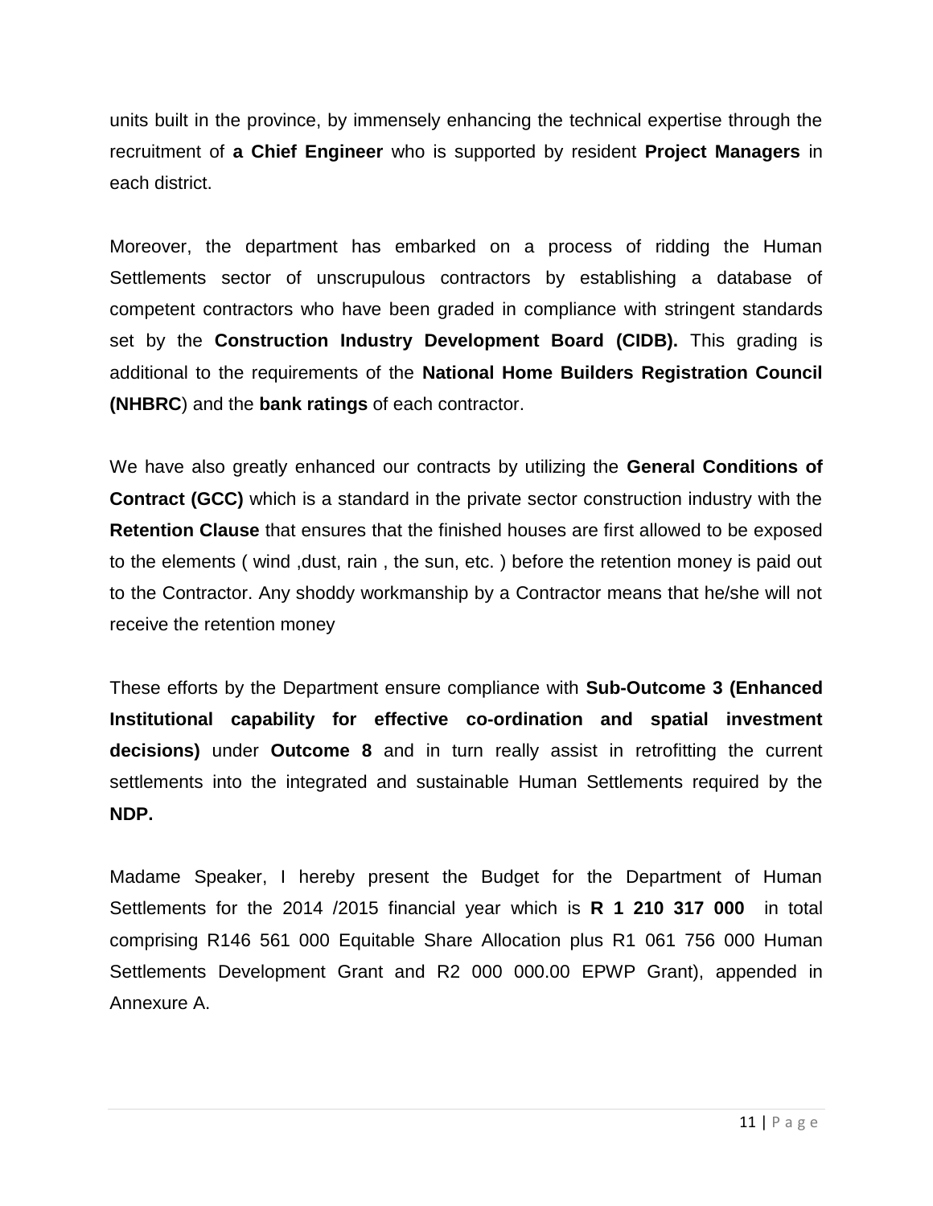units built in the province, by immensely enhancing the technical expertise through the recruitment of **a Chief Engineer** who is supported by resident **Project Managers** in each district.

Moreover, the department has embarked on a process of ridding the Human Settlements sector of unscrupulous contractors by establishing a database of competent contractors who have been graded in compliance with stringent standards set by the **Construction Industry Development Board (CIDB).** This grading is additional to the requirements of the **National Home Builders Registration Council (NHBRC**) and the **bank ratings** of each contractor.

We have also greatly enhanced our contracts by utilizing the **General Conditions of Contract (GCC)** which is a standard in the private sector construction industry with the **Retention Clause** that ensures that the finished houses are first allowed to be exposed to the elements ( wind ,dust, rain , the sun, etc. ) before the retention money is paid out to the Contractor. Any shoddy workmanship by a Contractor means that he/she will not receive the retention money

These efforts by the Department ensure compliance with **Sub-Outcome 3 (Enhanced Institutional capability for effective co-ordination and spatial investment decisions)** under **Outcome 8** and in turn really assist in retrofitting the current settlements into the integrated and sustainable Human Settlements required by the **NDP.**

Madame Speaker, I hereby present the Budget for the Department of Human Settlements for the 2014 /2015 financial year which is **R 1 210 317 000** in total comprising R146 561 000 Equitable Share Allocation plus R1 061 756 000 Human Settlements Development Grant and R2 000 000.00 EPWP Grant), appended in Annexure A.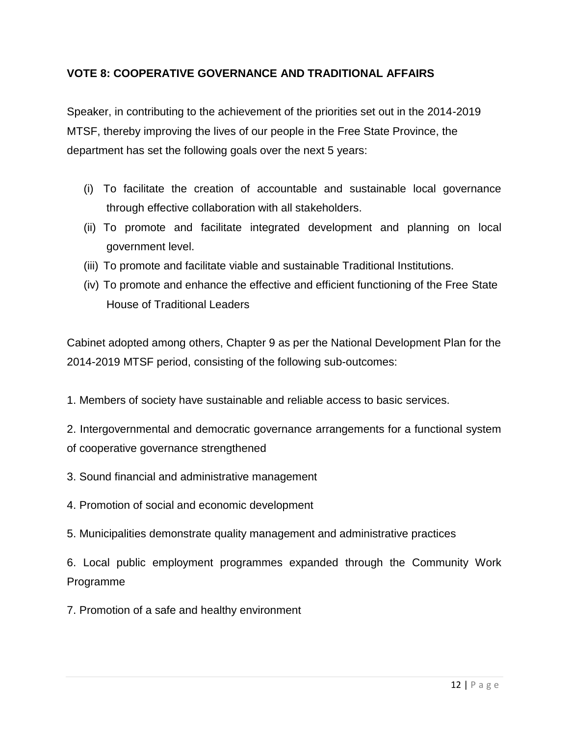**VOTE 8: COOPERATIVE GOVERNANCE AND TRADITIONAL AFFAIRS**

Speaker, in contributing to the achievement of the priorities set out in the 2014-2019 MTSF, thereby improving the lives of our people in the Free State Province, the department has set the following goals over the next 5 years:

(i) To facilitate the creation of accountable and sustainable local governance through effective collaboration with all stakeholders.
(ii) To promote and facilitate integrated development and planning on local government level.
(iii) To promote and facilitate viable and sustainable Traditional Institutions.
(iv) To promote and enhance the effective and efficient functioning of the Free State House of Traditional Leaders

Cabinet adopted among others, Chapter 9 as per the National Development Plan for the 2014-2019 MTSF period, consisting of the following sub-outcomes:

1. Members of society have sustainable and reliable access to basic services.

2. Intergovernmental and democratic governance arrangements for a functional system of cooperative governance strengthened

3. Sound financial and administrative management

4. Promotion of social and economic development

5. Municipalities demonstrate quality management and administrative practices

6. Local public employment programmes expanded through the Community Work Programme

7. Promotion of a safe and healthy environment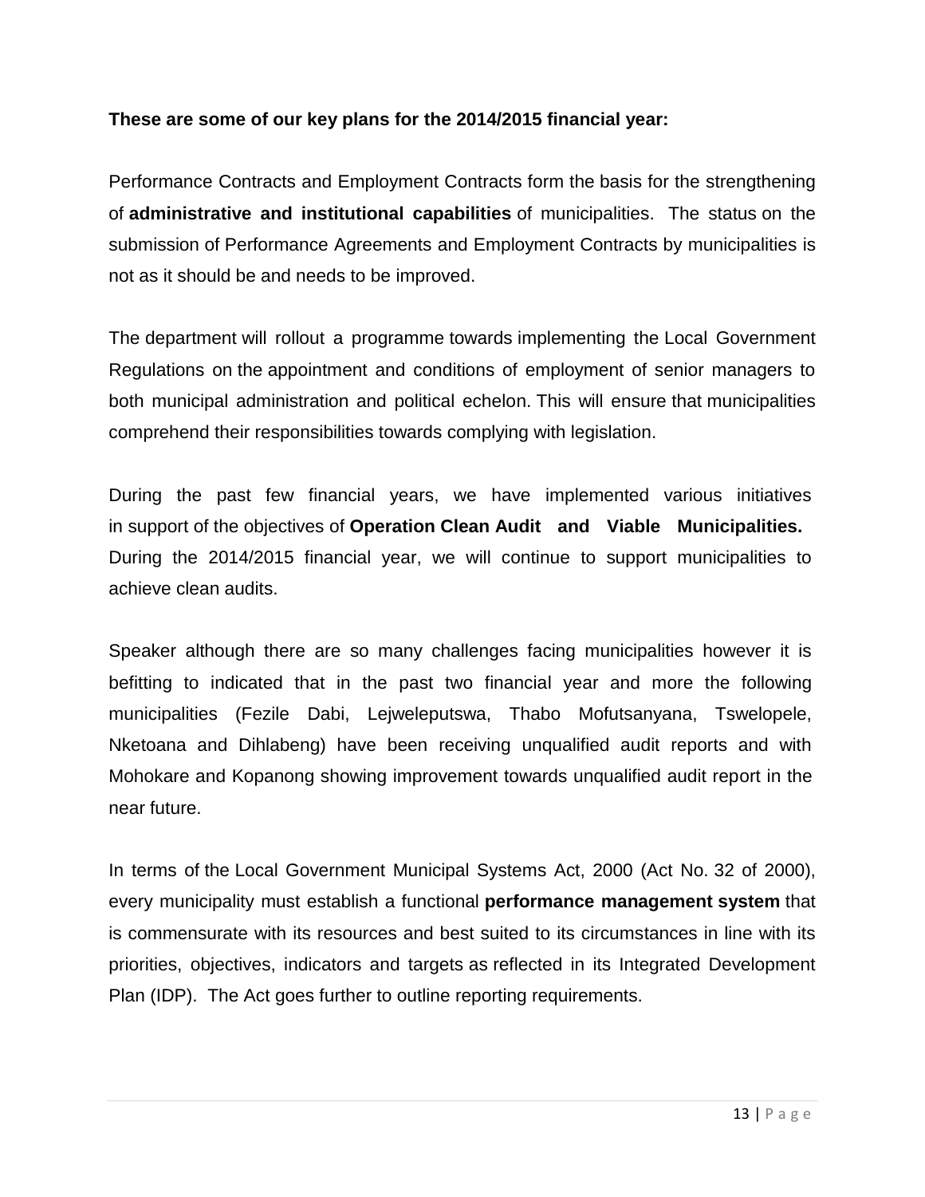**These are some of our key plans for the 2014/2015 financial year:**

Performance Contracts and Employment Contracts form the basis for the strengthening of **administrative and institutional capabilities** of municipalities. The status on the submission of Performance Agreements and Employment Contracts by municipalities is not as it should be and needs to be improved.

The department will rollout a programme towards implementing the Local Government Regulations on the appointment and conditions of employment of senior managers to both municipal administration and political echelon. This will ensure that municipalities comprehend their responsibilities towards complying with legislation.

During the past few financial years, we have implemented various initiatives in support of the objectives of **Operation Clean Audit and Viable Municipalities.** During the 2014/2015 financial year, we will continue to support municipalities to achieve clean audits.

Speaker although there are so many challenges facing municipalities however it is befitting to indicated that in the past two financial year and more the following municipalities (Fezile Dabi, Lejweleputswa, Thabo Mofutsanyana, Tswelopele, Nketoana and Dihlabeng) have been receiving unqualified audit reports and with Mohokare and Kopanong showing improvement towards unqualified audit report in the near future.

In terms of the Local Government Municipal Systems Act, 2000 (Act No. 32 of 2000), every municipality must establish a functional **performance management system** that is commensurate with its resources and best suited to its circumstances in line with its priorities, objectives, indicators and targets as reflected in its Integrated Development Plan (IDP). The Act goes further to outline reporting requirements.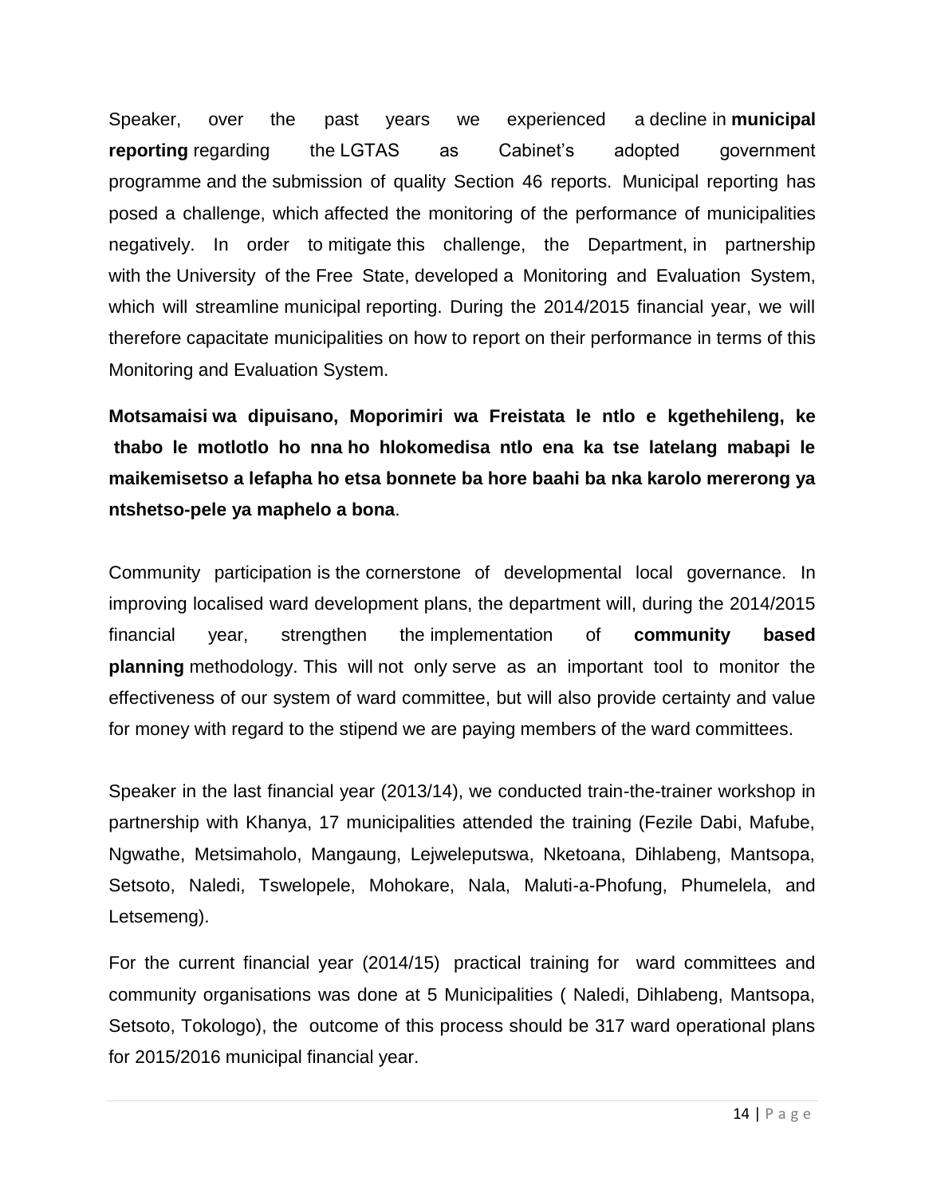Speaker, over the past years we experienced a decline in **municipal reporting** regarding the LGTAS as Cabinet's adopted government programme and the submission of quality Section 46 reports. Municipal reporting has posed a challenge, which affected the monitoring of the performance of municipalities negatively. In order to mitigate this challenge, the Department, in partnership with the University of the Free State, developed a Monitoring and Evaluation System, which will streamline municipal reporting. During the 2014/2015 financial year, we will therefore capacitate municipalities on how to report on their performance in terms of this Monitoring and Evaluation System.

**Motsamaisi wa dipuisano, Moporimiri wa Freistata le ntlo e kgethehileng, ke thabo le motlotlo ho nna ho hlokomedisa ntlo ena ka tse latelang mabapi le maikemisetso a lefapha ho etsa bonnete ba hore baahi ba nka karolo mererong ya ntshetso-pele ya maphelo a bona**.

Community participation is the cornerstone of developmental local governance. In improving localised ward development plans, the department will, during the 2014/2015 financial year, strengthen the implementation of **community based planning** methodology. This will not only serve as an important tool to monitor the effectiveness of our system of ward committee, but will also provide certainty and value for money with regard to the stipend we are paying members of the ward committees.

Speaker in the last financial year (2013/14), we conducted train-the-trainer workshop in partnership with Khanya, 17 municipalities attended the training (Fezile Dabi, Mafube, Ngwathe, Metsimaholo, Mangaung, Lejweleputswa, Nketoana, Dihlabeng, Mantsopa, Setsoto, Naledi, Tswelopele, Mohokare, Nala, Maluti-a-Phofung, Phumelela, and Letsemeng).

For the current financial year (2014/15) practical training for ward committees and community organisations was done at 5 Municipalities ( Naledi, Dihlabeng, Mantsopa, Setsoto, Tokologo), the outcome of this process should be 317 ward operational plans for 2015/2016 municipal financial year.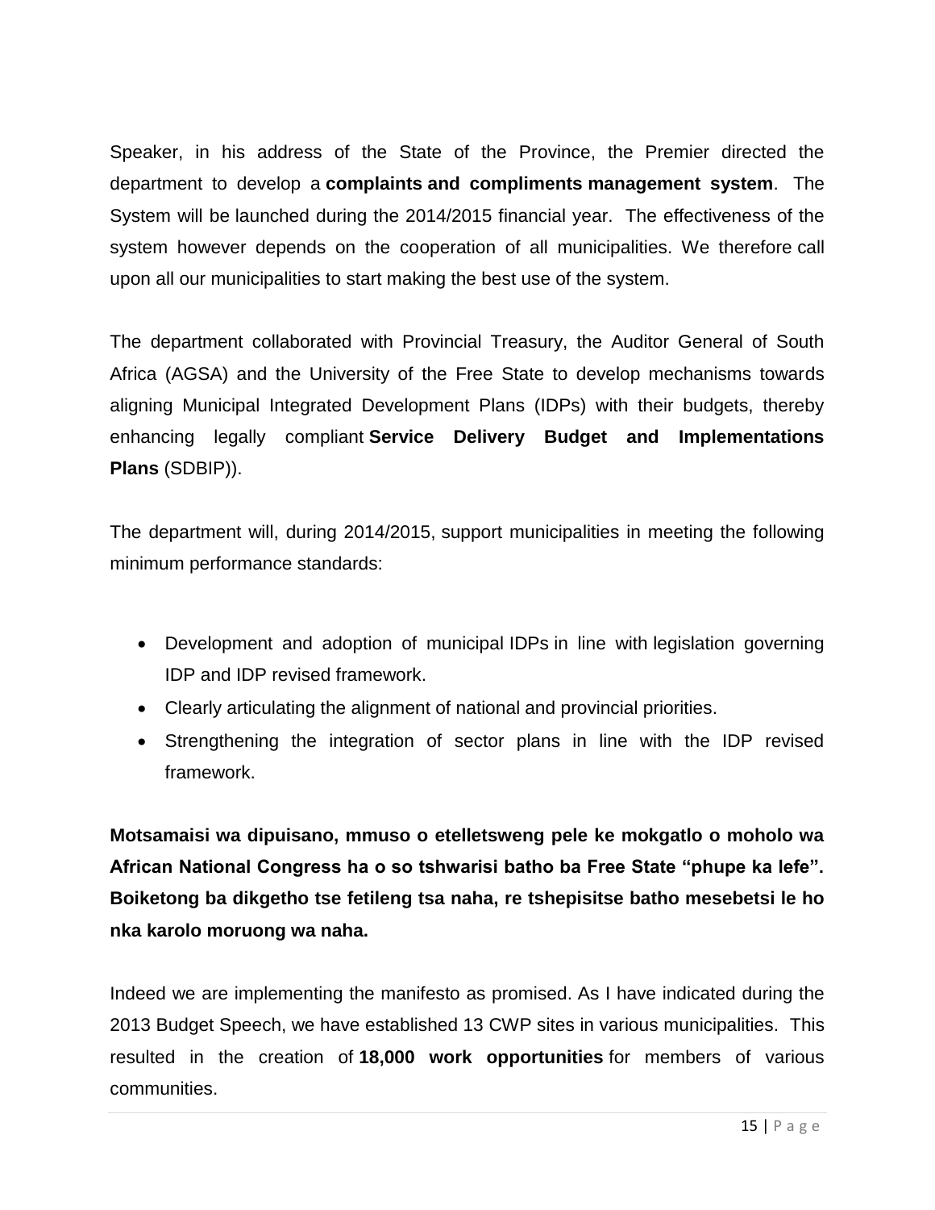Speaker, in his address of the State of the Province, the Premier directed the department to develop a **complaints and compliments management system**. The System will be launched during the 2014/2015 financial year. The effectiveness of the system however depends on the cooperation of all municipalities. We therefore call upon all our municipalities to start making the best use of the system.

The department collaborated with Provincial Treasury, the Auditor General of South Africa (AGSA) and the University of the Free State to develop mechanisms towards aligning Municipal Integrated Development Plans (IDPs) with their budgets, thereby enhancing legally compliant **Service Delivery Budget and Implementations Plans** (SDBIP)).

The department will, during 2014/2015, support municipalities in meeting the following minimum performance standards:

- Development and adoption of municipal IDPs in line with legislation governing IDP and IDP revised framework.
- Clearly articulating the alignment of national and provincial priorities.
- Strengthening the integration of sector plans in line with the IDP revised framework.

**Motsamaisi wa dipuisano, mmuso o etelletsweng pele ke mokgatlo o moholo wa African National Congress ha o so tshwarisi batho ba Free State "phupe ka lefe". Boiketong ba dikgetho tse fetileng tsa naha, re tshepisitse batho mesebetsi le ho nka karolo moruong wa naha.**

Indeed we are implementing the manifesto as promised. As I have indicated during the 2013 Budget Speech, we have established 13 CWP sites in various municipalities. This resulted in the creation of **18,000 work opportunities** for members of various communities.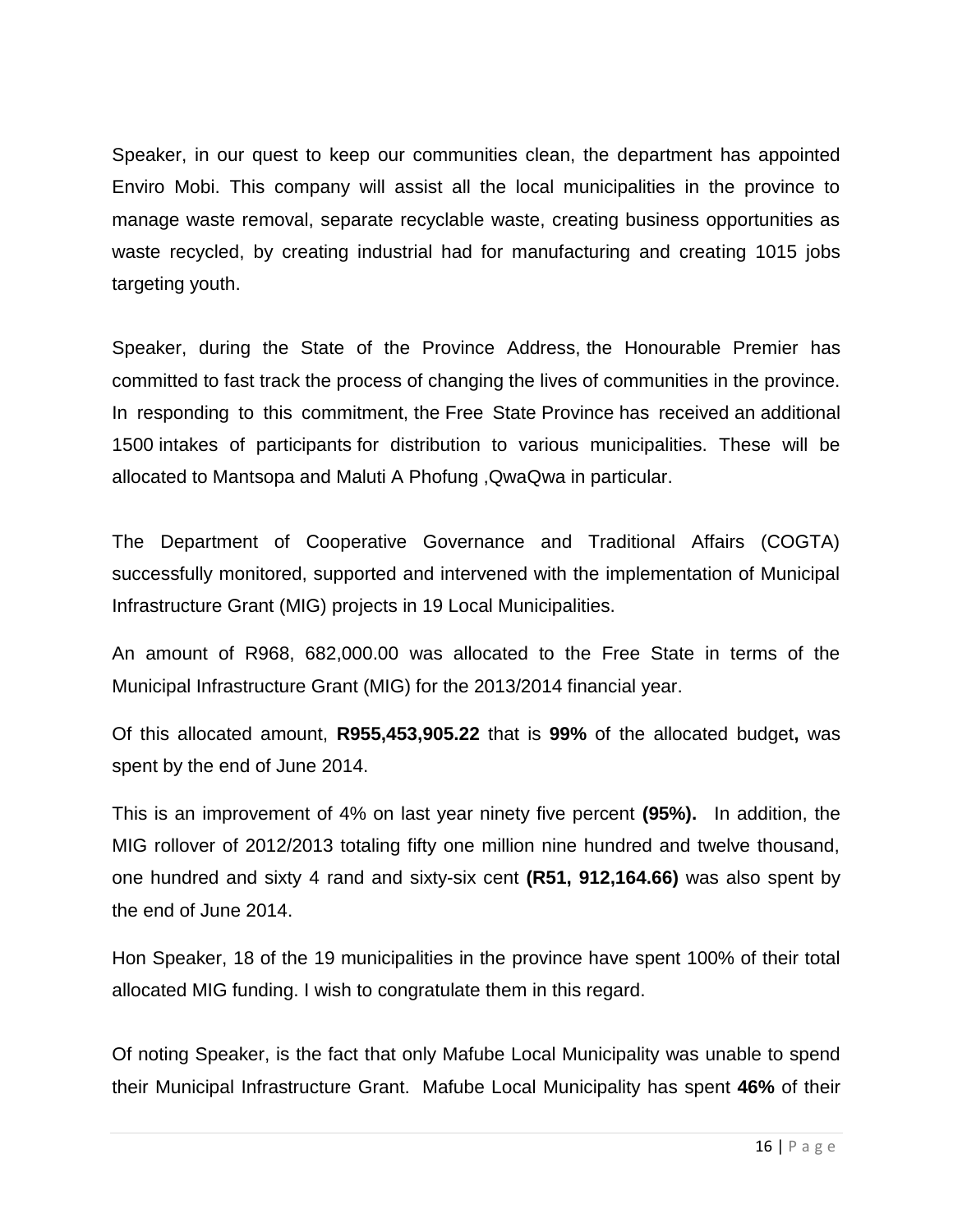Speaker, in our quest to keep our communities clean, the department has appointed Enviro Mobi. This company will assist all the local municipalities in the province to manage waste removal, separate recyclable waste, creating business opportunities as waste recycled, by creating industrial had for manufacturing and creating 1015 jobs targeting youth.

Speaker, during the State of the Province Address, the Honourable Premier has committed to fast track the process of changing the lives of communities in the province. In responding to this commitment, the Free State Province has received an additional 1500 intakes of participants for distribution to various municipalities. These will be allocated to Mantsopa and Maluti A Phofung ,QwaQwa in particular.

The Department of Cooperative Governance and Traditional Affairs (COGTA) successfully monitored, supported and intervened with the implementation of Municipal Infrastructure Grant (MIG) projects in 19 Local Municipalities.

An amount of R968, 682,000.00 was allocated to the Free State in terms of the Municipal Infrastructure Grant (MIG) for the 2013/2014 financial year.

Of this allocated amount, **R955,453,905.22** that is **99%** of the allocated budget**,** was spent by the end of June 2014.

This is an improvement of 4% on last year ninety five percent **(95%).** In addition, the MIG rollover of 2012/2013 totaling fifty one million nine hundred and twelve thousand, one hundred and sixty 4 rand and sixty-six cent **(R51, 912,164.66)** was also spent by the end of June 2014.

Hon Speaker, 18 of the 19 municipalities in the province have spent 100% of their total allocated MIG funding. I wish to congratulate them in this regard.

Of noting Speaker, is the fact that only Mafube Local Municipality was unable to spend their Municipal Infrastructure Grant. Mafube Local Municipality has spent **46%** of their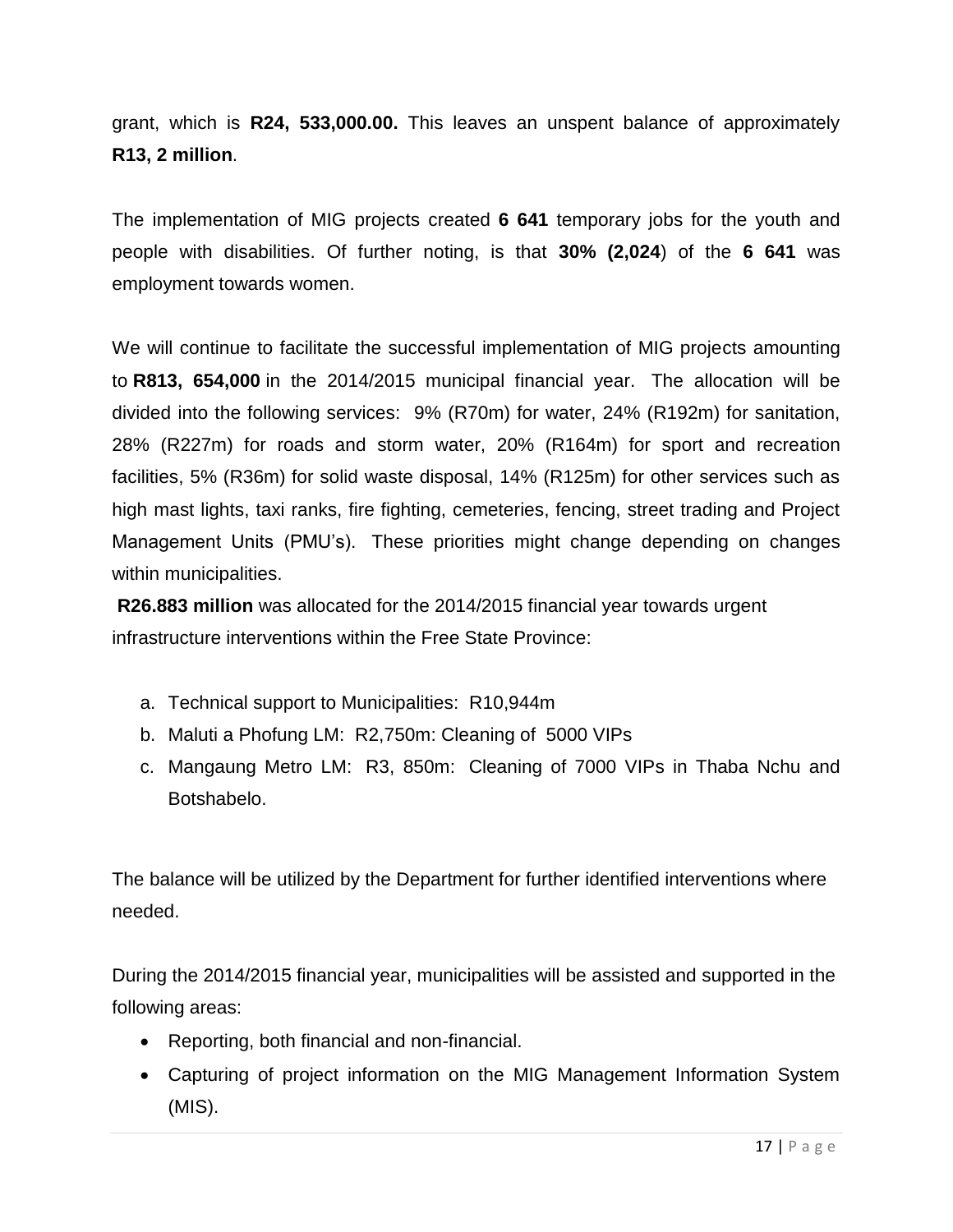grant, which is **R24, 533,000.00.** This leaves an unspent balance of approximately **R13, 2 million**.

The implementation of MIG projects created **6 641** temporary jobs for the youth and people with disabilities. Of further noting, is that **30% (2,024**) of the **6 641** was employment towards women.

We will continue to facilitate the successful implementation of MIG projects amounting to **R813, 654,000** in the 2014/2015 municipal financial year. The allocation will be divided into the following services: 9% (R70m) for water, 24% (R192m) for sanitation, 28% (R227m) for roads and storm water, 20% (R164m) for sport and recreation facilities, 5% (R36m) for solid waste disposal, 14% (R125m) for other services such as high mast lights, taxi ranks, fire fighting, cemeteries, fencing, street trading and Project Management Units (PMU's). These priorities might change depending on changes within municipalities.

**R26.883 million** was allocated for the 2014/2015 financial year towards urgent infrastructure interventions within the Free State Province:

a. Technical support to Municipalities: R10,944m
b. Maluti a Phofung LM: R2,750m: Cleaning of 5000 VIPs
c. Mangaung Metro LM: R3, 850m: Cleaning of 7000 VIPs in Thaba Nchu and Botshabelo.

The balance will be utilized by the Department for further identified interventions where needed.

During the 2014/2015 financial year, municipalities will be assisted and supported in the following areas:

- Reporting, both financial and non-financial.
- Capturing of project information on the MIG Management Information System (MIS).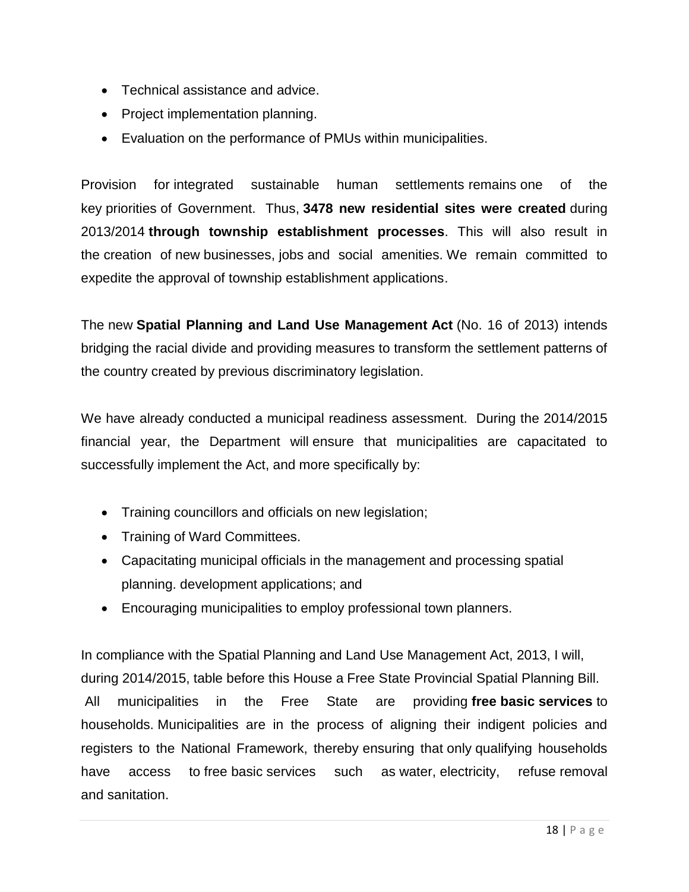- Technical assistance and advice.
- Project implementation planning.
- Evaluation on the performance of PMUs within municipalities.

Provision for integrated sustainable human settlements remains one of the key priorities of Government. Thus, **3478 new residential sites were created** during 2013/2014 **through township establishment processes**. This will also result in the creation of new businesses, jobs and social amenities. We remain committed to expedite the approval of township establishment applications.

The new **Spatial Planning and Land Use Management Act** (No. 16 of 2013) intends bridging the racial divide and providing measures to transform the settlement patterns of the country created by previous discriminatory legislation.

We have already conducted a municipal readiness assessment. During the 2014/2015 financial year, the Department will ensure that municipalities are capacitated to successfully implement the Act, and more specifically by:

- Training councillors and officials on new legislation;
- Training of Ward Committees.
- Capacitating municipal officials in the management and processing spatial planning. development applications; and
- Encouraging municipalities to employ professional town planners.

In compliance with the Spatial Planning and Land Use Management Act, 2013, I will, during 2014/2015, table before this House a Free State Provincial Spatial Planning Bill. All municipalities in the Free State are providing **free basic services** to households. Municipalities are in the process of aligning their indigent policies and registers to the National Framework, thereby ensuring that only qualifying households have access to free basic services such as water, electricity, refuse removal and sanitation.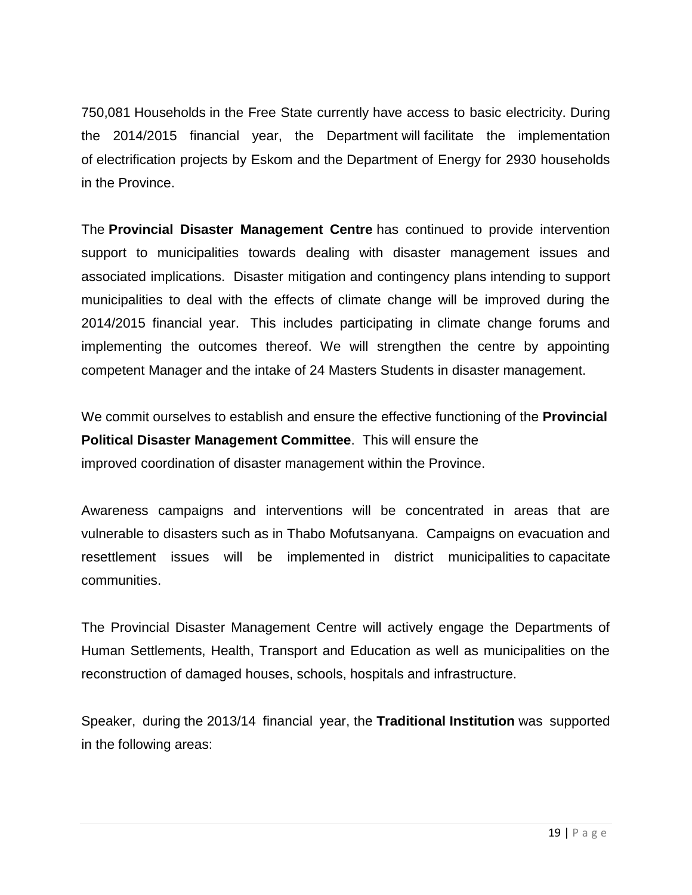750,081 Households in the Free State currently have access to basic electricity. During the 2014/2015 financial year, the Department will facilitate the implementation of electrification projects by Eskom and the Department of Energy for 2930 households in the Province.

The **Provincial Disaster Management Centre** has continued to provide intervention support to municipalities towards dealing with disaster management issues and associated implications. Disaster mitigation and contingency plans intending to support municipalities to deal with the effects of climate change will be improved during the 2014/2015 financial year. This includes participating in climate change forums and implementing the outcomes thereof. We will strengthen the centre by appointing competent Manager and the intake of 24 Masters Students in disaster management.

We commit ourselves to establish and ensure the effective functioning of the **Provincial Political Disaster Management Committee**. This will ensure the improved coordination of disaster management within the Province.

Awareness campaigns and interventions will be concentrated in areas that are vulnerable to disasters such as in Thabo Mofutsanyana. Campaigns on evacuation and resettlement issues will be implemented in district municipalities to capacitate communities.

The Provincial Disaster Management Centre will actively engage the Departments of Human Settlements, Health, Transport and Education as well as municipalities on the reconstruction of damaged houses, schools, hospitals and infrastructure.

Speaker, during the 2013/14 financial year, the **Traditional Institution** was supported in the following areas: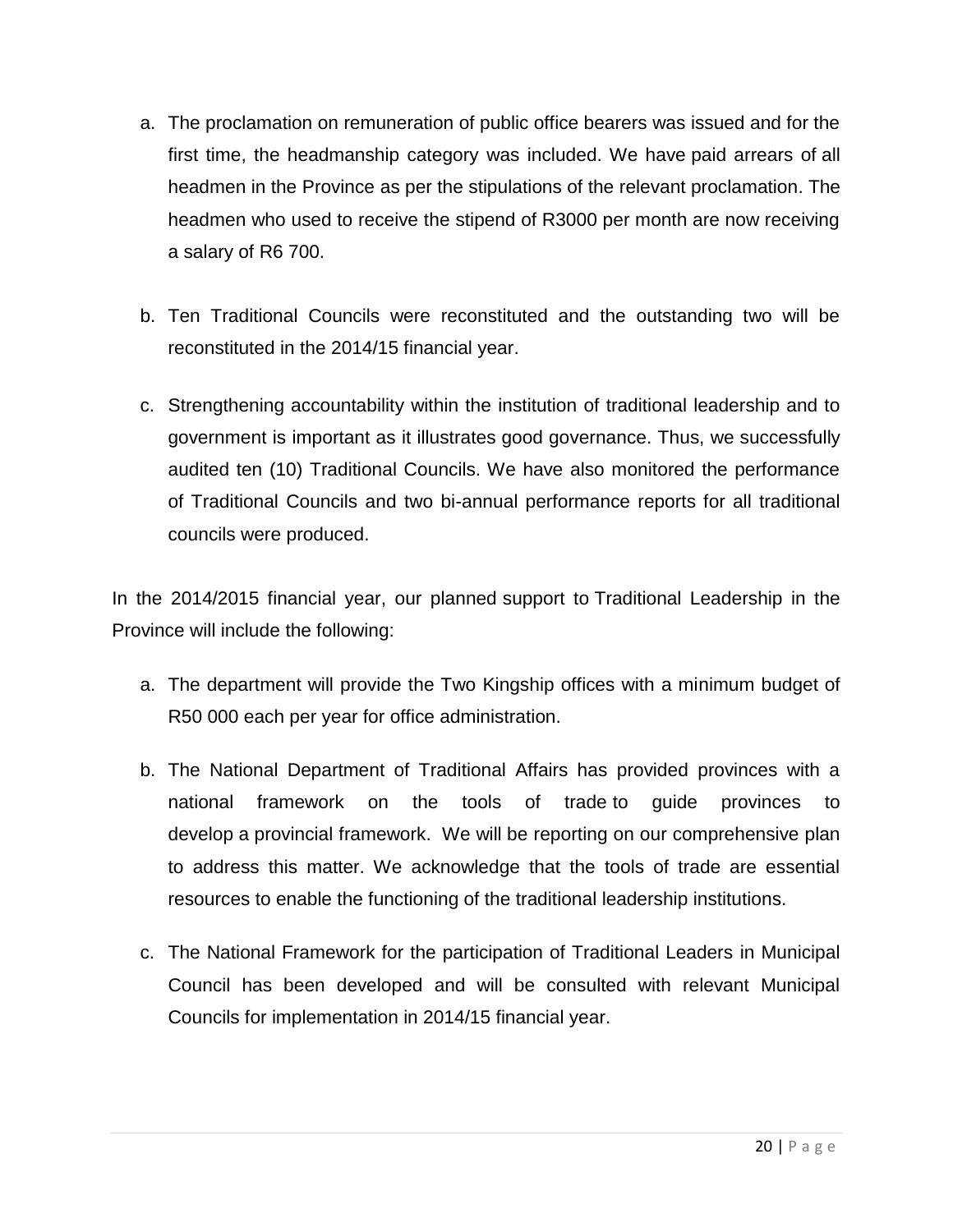a. The proclamation on remuneration of public office bearers was issued and for the first time, the headmanship category was included. We have paid arrears of all headmen in the Province as per the stipulations of the relevant proclamation. The headmen who used to receive the stipend of R3000 per month are now receiving a salary of R6 700.

b. Ten Traditional Councils were reconstituted and the outstanding two will be reconstituted in the 2014/15 financial year.

c. Strengthening accountability within the institution of traditional leadership and to government is important as it illustrates good governance. Thus, we successfully audited ten (10) Traditional Councils. We have also monitored the performance of Traditional Councils and two bi-annual performance reports for all traditional councils were produced.

In the 2014/2015 financial year, our planned support to Traditional Leadership in the Province will include the following:

a. The department will provide the Two Kingship offices with a minimum budget of R50 000 each per year for office administration.

b. The National Department of Traditional Affairs has provided provinces with a national framework on the tools of trade to guide provinces to develop a provincial framework. We will be reporting on our comprehensive plan to address this matter. We acknowledge that the tools of trade are essential resources to enable the functioning of the traditional leadership institutions.

c. The National Framework for the participation of Traditional Leaders in Municipal Council has been developed and will be consulted with relevant Municipal Councils for implementation in 2014/15 financial year.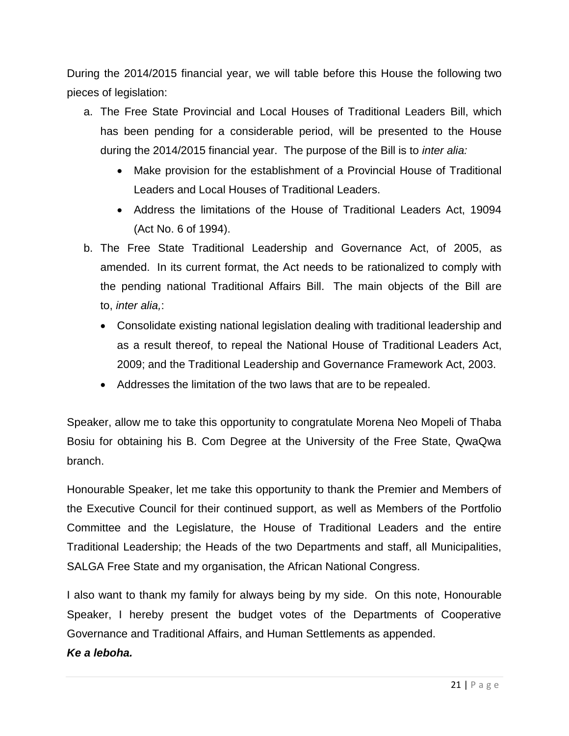During the 2014/2015 financial year, we will table before this House the following two pieces of legislation:

a. The Free State Provincial and Local Houses of Traditional Leaders Bill, which has been pending for a considerable period, will be presented to the House during the 2014/2015 financial year. The purpose of the Bill is to *inter alia:*
   - Make provision for the establishment of a Provincial House of Traditional Leaders and Local Houses of Traditional Leaders.
   - Address the limitations of the House of Traditional Leaders Act, 19094 (Act No. 6 of 1994).
b. The Free State Traditional Leadership and Governance Act, of 2005, as amended. In its current format, the Act needs to be rationalized to comply with the pending national Traditional Affairs Bill. The main objects of the Bill are to, *inter alia,*:
   - Consolidate existing national legislation dealing with traditional leadership and as a result thereof, to repeal the National House of Traditional Leaders Act, 2009; and the Traditional Leadership and Governance Framework Act, 2003.
   - Addresses the limitation of the two laws that are to be repealed.

Speaker, allow me to take this opportunity to congratulate Morena Neo Mopeli of Thaba Bosiu for obtaining his B. Com Degree at the University of the Free State, QwaQwa branch.

Honourable Speaker, let me take this opportunity to thank the Premier and Members of the Executive Council for their continued support, as well as Members of the Portfolio Committee and the Legislature, the House of Traditional Leaders and the entire Traditional Leadership; the Heads of the two Departments and staff, all Municipalities, SALGA Free State and my organisation, the African National Congress.

I also want to thank my family for always being by my side. On this note, Honourable Speaker, I hereby present the budget votes of the Departments of Cooperative Governance and Traditional Affairs, and Human Settlements as appended.

***Ke a leboha.***